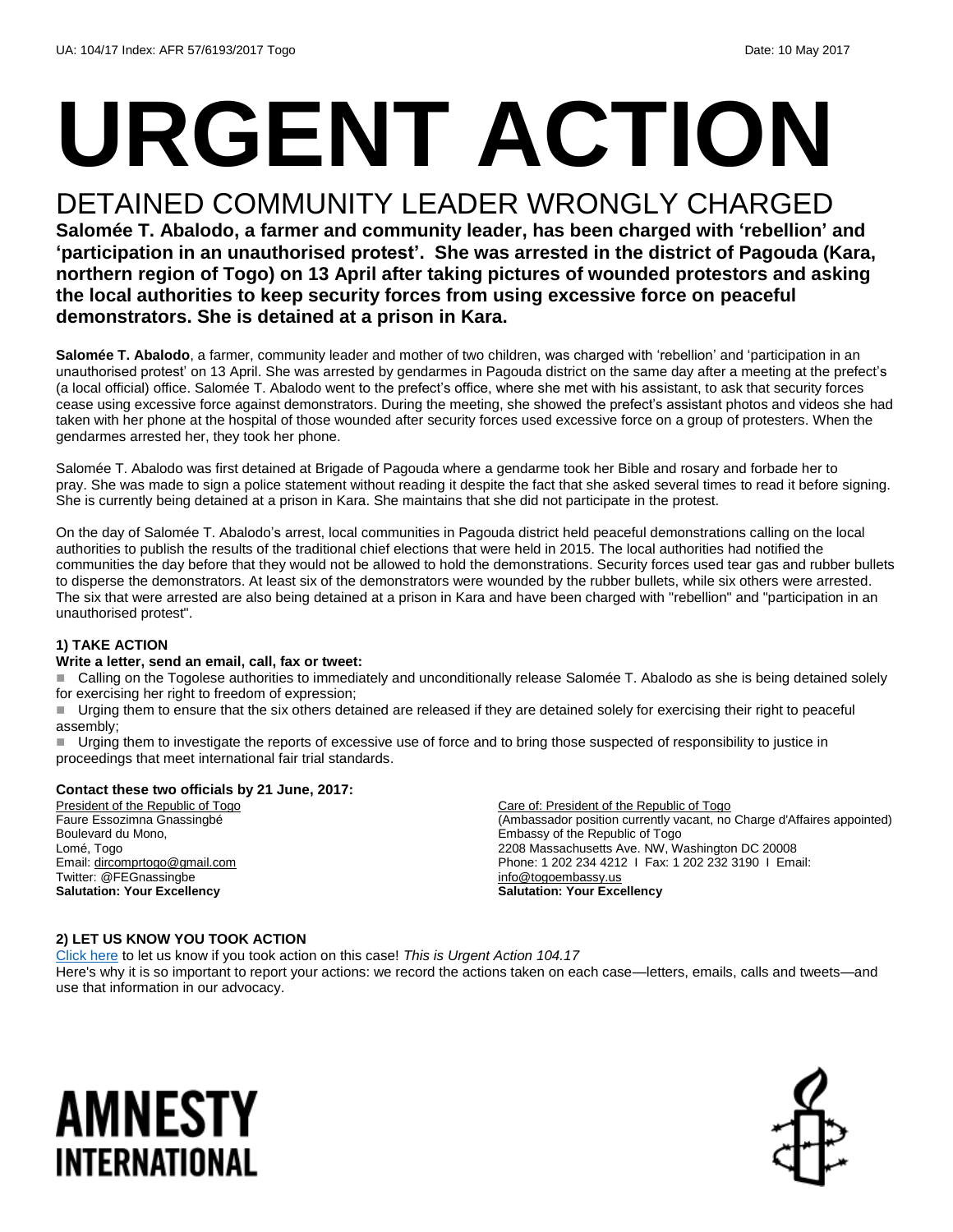UA: 104/17 Index: AFR 57/6193/2017 Togo Date: 10 May 2017

# URGENT ACTION

## DETAINED COMMUNITY LEADER WRONGLY CHARGED

**Salomée T. Abalodo, a farmer and community leader, has been charged with 'rebellion' and 'participation in an unauthorised protest'. She was arrested in the district of Pagouda (Kara, northern region of Togo) on 13 April after taking pictures of wounded protestors and asking the local authorities to keep security forces from using excessive force on peaceful demonstrators. She is detained at a prison in Kara.**

**Salomée T. Abalodo**, a farmer, community leader and mother of two children, was charged with 'rebellion' and 'participation in an unauthorised protest' on 13 April. She was arrested by gendarmes in Pagouda district on the same day after a meeting at the prefect's (a local official) office. Salomée T. Abalodo went to the prefect's office, where she met with his assistant, to ask that security forces cease using excessive force against demonstrators. During the meeting, she showed the prefect's assistant photos and videos she had taken with her phone at the hospital of those wounded after security forces used excessive force on a group of protesters. When the gendarmes arrested her, they took her phone.

Salomée T. Abalodo was first detained at Brigade of Pagouda where a gendarme took her Bible and rosary and forbade her to pray. She was made to sign a police statement without reading it despite the fact that she asked several times to read it before signing. She is currently being detained at a prison in Kara. She maintains that she did not participate in the protest.

On the day of Salomée T. Abalodo's arrest, local communities in Pagouda district held peaceful demonstrations calling on the local authorities to publish the results of the traditional chief elections that were held in 2015. The local authorities had notified the communities the day before that they would not be allowed to hold the demonstrations. Security forces used tear gas and rubber bullets to disperse the demonstrators. At least six of the demonstrators were wounded by the rubber bullets, while six others were arrested. The six that were arrested are also being detained at a prison in Kara and have been charged with "rebellion" and "participation in an unauthorised protest".

### 1) TAKE ACTION

**Write a letter, send an email, call, fax or tweet:**

- Calling on the Togolese authorities to immediately and unconditionally release Salomée T. Abalodo as she is being detained solely for exercising her right to freedom of expression;
- Urging them to ensure that the six others detained are released if they are detained solely for exercising their right to peaceful assembly;
- Urging them to investigate the reports of excessive use of force and to bring those suspected of responsibility to justice in proceedings that meet international fair trial standards.

**Contact these two officials by 21 June, 2017:**

President of the Republic of Togo
Faure Essozimna Gnassingbé
Boulevard du Mono,
Lomé, Togo
Email: dircomprtogo@gmail.com
Twitter: @FEGnassingbe
**Salutation: Your Excellency**

Care of: President of the Republic of Togo
(Ambassador position currently vacant, no Charge d'Affaires appointed)
Embassy of the Republic of Togo
2208 Massachusetts Ave. NW, Washington DC 20008
Phone: 1 202 234 4212 I Fax: 1 202 232 3190 I Email: info@togoembassy.us
**Salutation: Your Excellency**

### 2) LET US KNOW YOU TOOK ACTION

Click here to let us know if you took action on this case! *This is Urgent Action 104.17*
Here's why it is so important to report your actions: we record the actions taken on each case—letters, emails, calls and tweets—and use that information in our advocacy.

AMNESTY INTERNATIONAL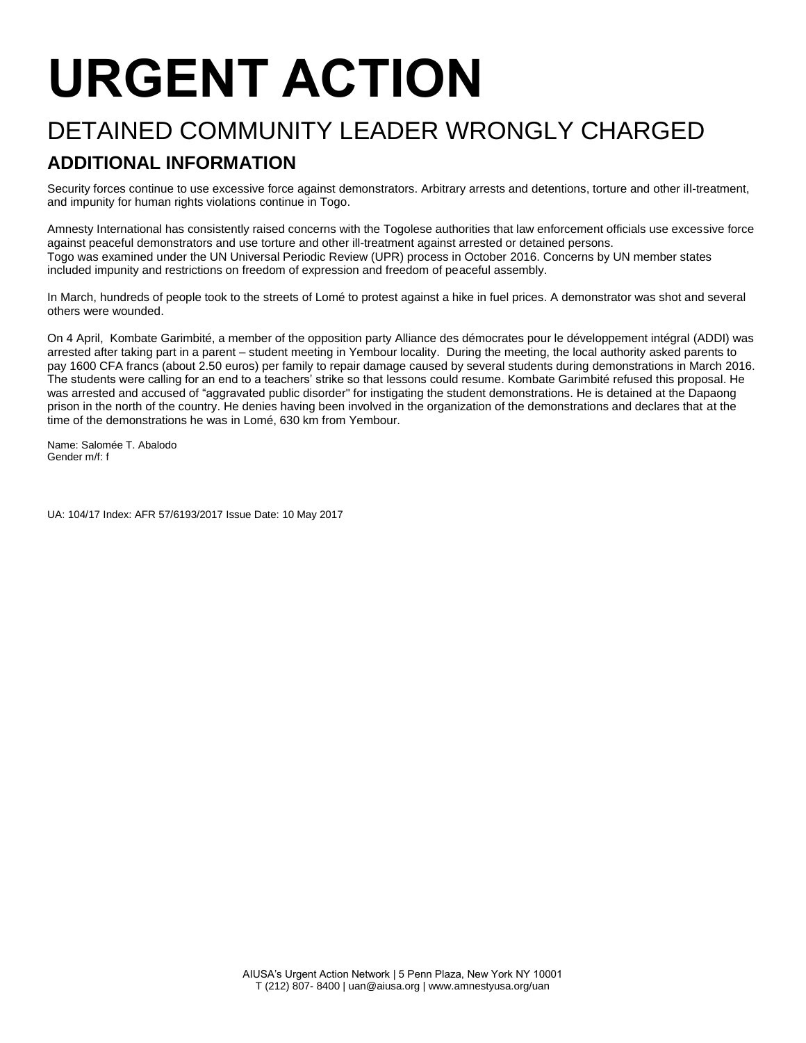# URGENT ACTION

## DETAINED COMMUNITY LEADER WRONGLY CHARGED

### ADDITIONAL INFORMATION

Security forces continue to use excessive force against demonstrators. Arbitrary arrests and detentions, torture and other ill-treatment, and impunity for human rights violations continue in Togo.

Amnesty International has consistently raised concerns with the Togolese authorities that law enforcement officials use excessive force against peaceful demonstrators and use torture and other ill-treatment against arrested or detained persons.
Togo was examined under the UN Universal Periodic Review (UPR) process in October 2016. Concerns by UN member states included impunity and restrictions on freedom of expression and freedom of peaceful assembly.

In March, hundreds of people took to the streets of Lomé to protest against a hike in fuel prices. A demonstrator was shot and several others were wounded.

On 4 April, Kombate Garimbité, a member of the opposition party Alliance des démocrates pour le développement intégral (ADDI) was arrested after taking part in a parent – student meeting in Yembour locality. During the meeting, the local authority asked parents to pay 1600 CFA francs (about 2.50 euros) per family to repair damage caused by several students during demonstrations in March 2016. The students were calling for an end to a teachers' strike so that lessons could resume. Kombate Garimbité refused this proposal. He was arrested and accused of "aggravated public disorder" for instigating the student demonstrations. He is detained at the Dapaong prison in the north of the country. He denies having been involved in the organization of the demonstrations and declares that at the time of the demonstrations he was in Lomé, 630 km from Yembour.

Name: Salomée T. Abalodo
Gender m/f: f

UA: 104/17 Index: AFR 57/6193/2017 Issue Date: 10 May 2017